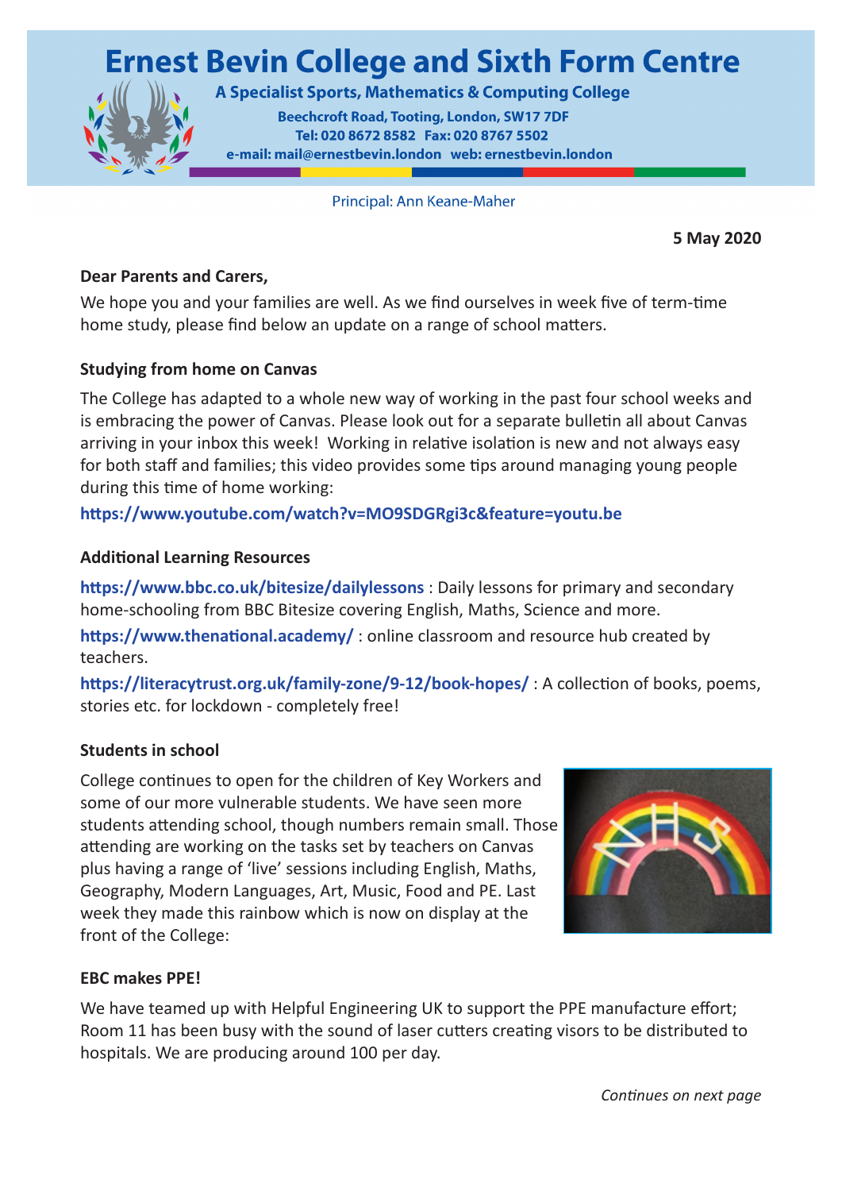# Ernest Bevin College and Sixth Form Centre

**A Specialist Sports, Mathematics & Computing College**

**Beechcroft Road, Tooting, London, SW17 7DF**
**Tel: 020 8672 8582 Fax: 020 8767 5502**
**e-mail: mail@ernestbevin.london web: ernestbevin.london**

Principal: Ann Keane-Maher

**5 May 2020**

**Dear Parents and Carers,**

We hope you and your families are well. As we find ourselves in week five of term-time home study, please find below an update on a range of school matters.

**Studying from home on Canvas**

The College has adapted to a whole new way of working in the past four school weeks and is embracing the power of Canvas. Please look out for a separate bulletin all about Canvas arriving in your inbox this week! Working in relative isolation is new and not always easy for both staff and families; this video provides some tips around managing young people during this time of home working:

**https://www.youtube.com/watch?v=MO9SDGRgi3c&feature=youtu.be**

**Additional Learning Resources**

**https://www.bbc.co.uk/bitesize/dailylessons** : Daily lessons for primary and secondary home-schooling from BBC Bitesize covering English, Maths, Science and more.

**https://www.thenational.academy/** : online classroom and resource hub created by teachers.

**https://literacytrust.org.uk/family-zone/9-12/book-hopes/** : A collection of books, poems, stories etc. for lockdown - completely free!

**Students in school**

College continues to open for the children of Key Workers and some of our more vulnerable students. We have seen more students attending school, though numbers remain small. Those attending are working on the tasks set by teachers on Canvas plus having a range of 'live' sessions including English, Maths, Geography, Modern Languages, Art, Music, Food and PE. Last week they made this rainbow which is now on display at the front of the College:

**EBC makes PPE!**

We have teamed up with Helpful Engineering UK to support the PPE manufacture effort; Room 11 has been busy with the sound of laser cutters creating visors to be distributed to hospitals. We are producing around 100 per day.

*Continues on next page*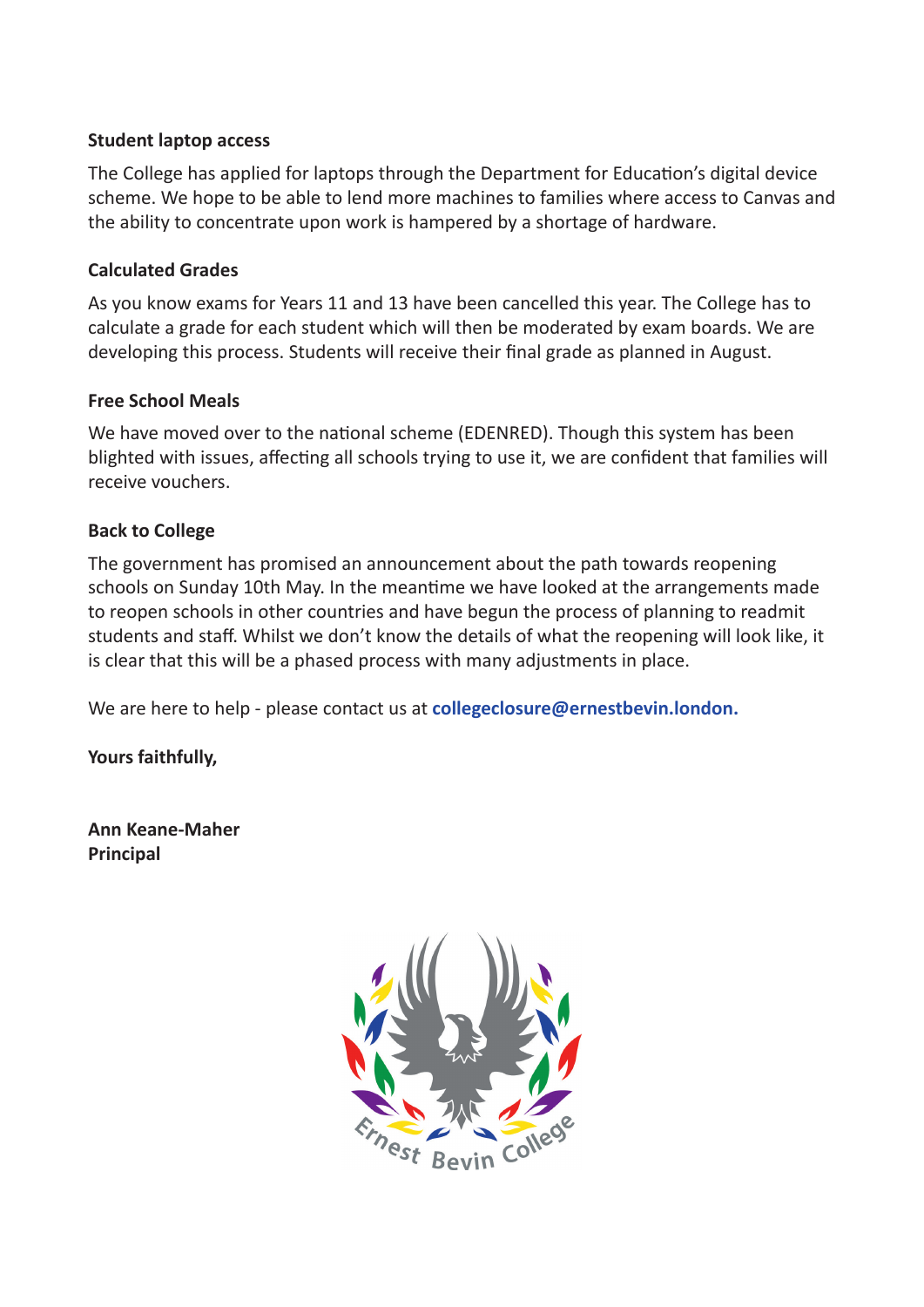**Student laptop access**

The College has applied for laptops through the Department for Education's digital device scheme. We hope to be able to lend more machines to families where access to Canvas and the ability to concentrate upon work is hampered by a shortage of hardware.

**Calculated Grades**

As you know exams for Years 11 and 13 have been cancelled this year. The College has to calculate a grade for each student which will then be moderated by exam boards. We are developing this process. Students will receive their final grade as planned in August.

**Free School Meals**

We have moved over to the national scheme (EDENRED). Though this system has been blighted with issues, affecting all schools trying to use it, we are confident that families will receive vouchers.

**Back to College**

The government has promised an announcement about the path towards reopening schools on Sunday 10th May. In the meantime we have looked at the arrangements made to reopen schools in other countries and have begun the process of planning to readmit students and staff. Whilst we don't know the details of what the reopening will look like, it is clear that this will be a phased process with many adjustments in place.

We are here to help - please contact us at **collegeclosure@ernestbevin.london.**

**Yours faithfully,**

**Ann Keane-Maher**
**Principal**

Ernest Bevin College